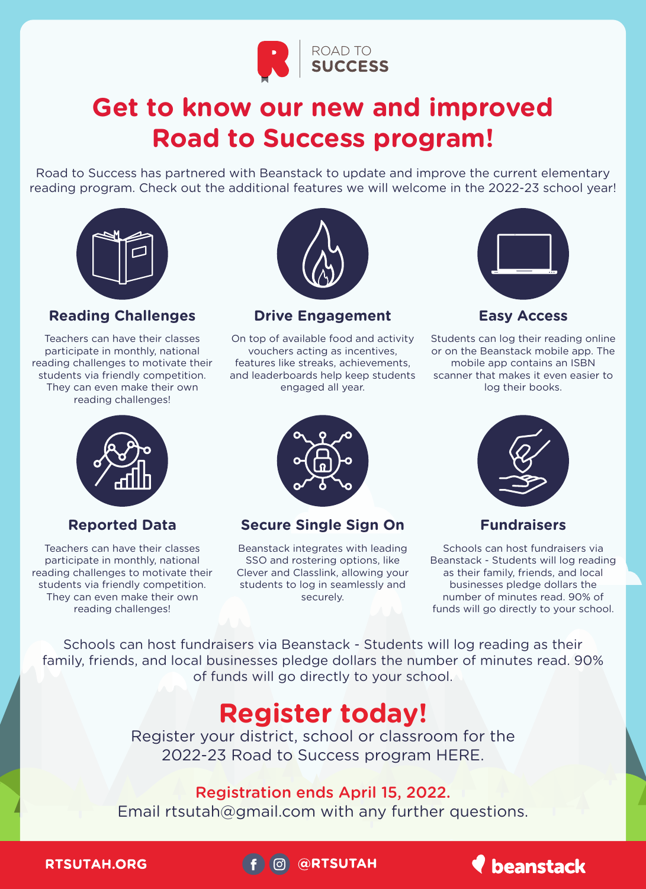ROAD TO **SUCCESS**

# Get to know our new and improved Road to Success program!

Road to Success has partnered with Beanstack to update and improve the current elementary reading program. Check out the additional features we will welcome in the 2022-23 school year!

### Reading Challenges

Teachers can have their classes participate in monthly, national reading challenges to motivate their students via friendly competition. They can even make their own reading challenges!

### Drive Engagement

On top of available food and activity vouchers acting as incentives, features like streaks, achievements, and leaderboards help keep students engaged all year.

### Easy Access

Students can log their reading online or on the Beanstack mobile app. The mobile app contains an ISBN scanner that makes it even easier to log their books.

### Reported Data

Teachers can have their classes participate in monthly, national reading challenges to motivate their students via friendly competition. They can even make their own reading challenges!

### Secure Single Sign On

Beanstack integrates with leading SSO and rostering options, like Clever and Classlink, allowing your students to log in seamlessly and securely.

### Fundraisers

Schools can host fundraisers via Beanstack - Students will log reading as their family, friends, and local businesses pledge dollars the number of minutes read. 90% of funds will go directly to your school.

Schools can host fundraisers via Beanstack - Students will log reading as their family, friends, and local businesses pledge dollars the number of minutes read. 90% of funds will go directly to your school.

## Register today!

Register your district, school or classroom for the 2022-23 Road to Success program HERE.

Registration ends April 15, 2022.
Email rtsutah@gmail.com with any further questions.

RTSUTAH.ORG @RTSUTAH beanstack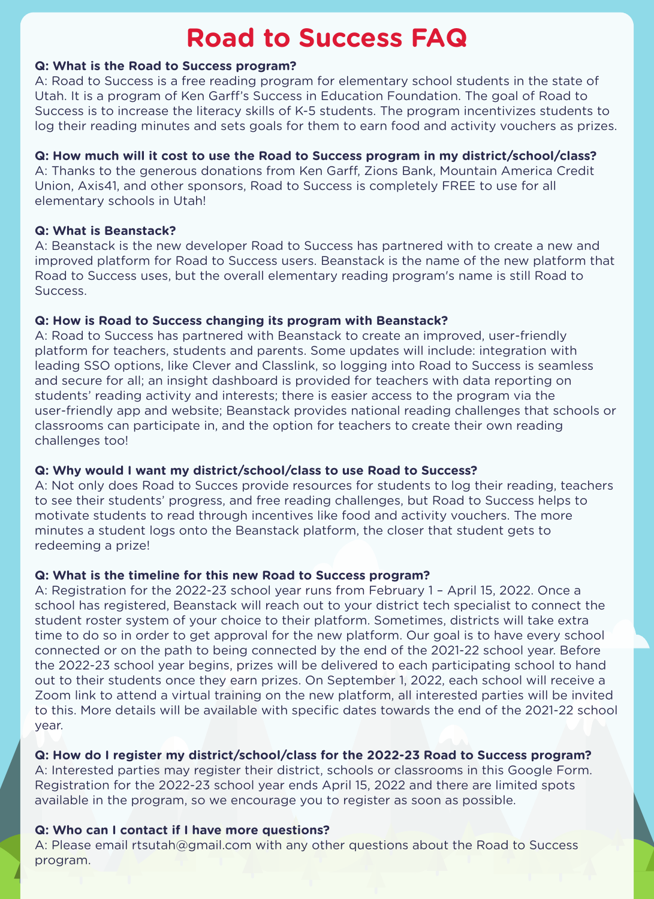# Road to Success FAQ

**Q: What is the Road to Success program?**
A: Road to Success is a free reading program for elementary school students in the state of Utah. It is a program of Ken Garff's Success in Education Foundation. The goal of Road to Success is to increase the literacy skills of K-5 students. The program incentivizes students to log their reading minutes and sets goals for them to earn food and activity vouchers as prizes.

**Q: How much will it cost to use the Road to Success program in my district/school/class?**
A: Thanks to the generous donations from Ken Garff, Zions Bank, Mountain America Credit Union, Axis41, and other sponsors, Road to Success is completely FREE to use for all elementary schools in Utah!

**Q: What is Beanstack?**
A: Beanstack is the new developer Road to Success has partnered with to create a new and improved platform for Road to Success users. Beanstack is the name of the new platform that Road to Success uses, but the overall elementary reading program's name is still Road to Success.

**Q: How is Road to Success changing its program with Beanstack?**
A: Road to Success has partnered with Beanstack to create an improved, user-friendly platform for teachers, students and parents. Some updates will include: integration with leading SSO options, like Clever and Classlink, so logging into Road to Success is seamless and secure for all; an insight dashboard is provided for teachers with data reporting on students' reading activity and interests; there is easier access to the program via the user-friendly app and website; Beanstack provides national reading challenges that schools or classrooms can participate in, and the option for teachers to create their own reading challenges too!

**Q: Why would I want my district/school/class to use Road to Success?**
A: Not only does Road to Succes provide resources for students to log their reading, teachers to see their students' progress, and free reading challenges, but Road to Success helps to motivate students to read through incentives like food and activity vouchers. The more minutes a student logs onto the Beanstack platform, the closer that student gets to redeeming a prize!

**Q: What is the timeline for this new Road to Success program?**
A: Registration for the 2022-23 school year runs from February 1 – April 15, 2022. Once a school has registered, Beanstack will reach out to your district tech specialist to connect the student roster system of your choice to their platform. Sometimes, districts will take extra time to do so in order to get approval for the new platform. Our goal is to have every school connected or on the path to being connected by the end of the 2021-22 school year. Before the 2022-23 school year begins, prizes will be delivered to each participating school to hand out to their students once they earn prizes. On September 1, 2022, each school will receive a Zoom link to attend a virtual training on the new platform, all interested parties will be invited to this. More details will be available with specific dates towards the end of the 2021-22 school year.

**Q: How do I register my district/school/class for the 2022-23 Road to Success program?**
A: Interested parties may register their district, schools or classrooms in this Google Form. Registration for the 2022-23 school year ends April 15, 2022 and there are limited spots available in the program, so we encourage you to register as soon as possible.

**Q: Who can I contact if I have more questions?**
A: Please email rtsutah@gmail.com with any other questions about the Road to Success program.